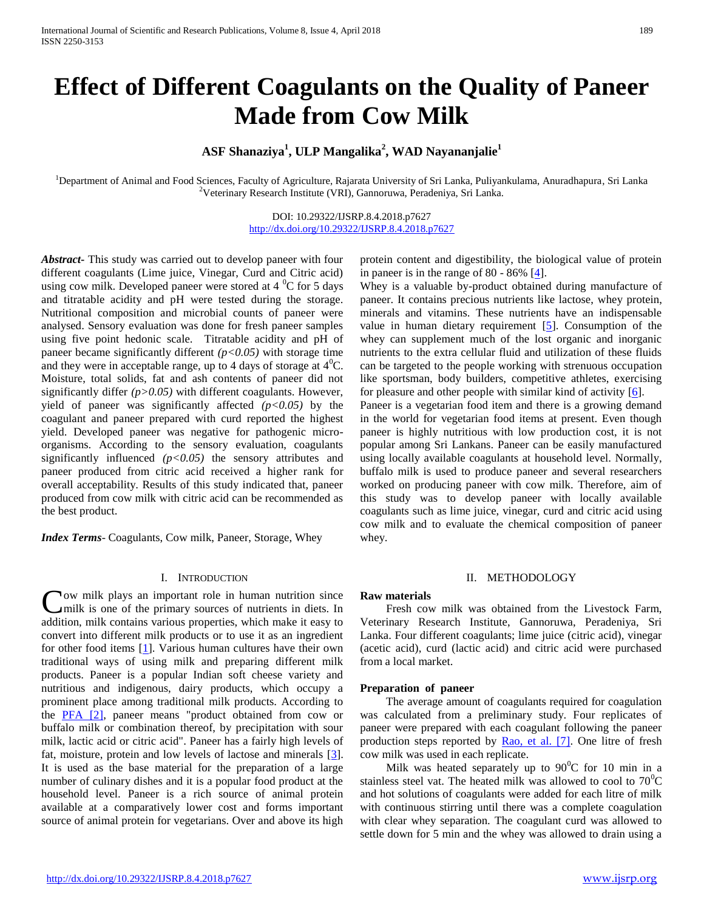# Effect of Different Coagulants on the Quality of Paneer Made from Cow Milk

**ASF Shanaziya[1], ULP Mangalika[2], WAD Nayananjalie[1]**

[1]Department of Animal and Food Sciences, Faculty of Agriculture, Rajarata University of Sri Lanka, Puliyankulama, Anuradhapura, Sri Lanka
[2]Veterinary Research Institute (VRI), Gannoruwa, Peradeniya, Sri Lanka.

DOI: 10.29322/IJSRP.8.4.2018.p7627
http://dx.doi.org/10.29322/IJSRP.8.4.2018.p7627

***Abstract-*** This study was carried out to develop paneer with four different coagulants (Lime juice, Vinegar, Curd and Citric acid) using cow milk. Developed paneer were stored at 4 $^0$C for 5 days and titratable acidity and pH were tested during the storage. Nutritional composition and microbial counts of paneer were analysed. Sensory evaluation was done for fresh paneer samples using five point hedonic scale. Titratable acidity and pH of paneer became significantly different *($p<0.05$)* with storage time and they were in acceptable range, up to 4 days of storage at 4$^0$C. Moisture, total solids, fat and ash contents of paneer did not significantly differ *($p>0.05$)* with different coagulants. However, yield of paneer was significantly affected *($p<0.05$)* by the coagulant and paneer prepared with curd reported the highest yield. Developed paneer was negative for pathogenic micro-organisms. According to the sensory evaluation, coagulants significantly influenced *($p<0.05$)* the sensory attributes and paneer produced from citric acid received a higher rank for overall acceptability. Results of this study indicated that, paneer produced from cow milk with citric acid can be recommended as the best product.

***Index Terms-*** Coagulants, Cow milk, Paneer, Storage, Whey

## I. Introduction

Cow milk plays an important role in human nutrition since milk is one of the primary sources of nutrients in diets. In addition, milk contains various properties, which make it easy to convert into different milk products or to use it as an ingredient for other food items [1]. Various human cultures have their own traditional ways of using milk and preparing different milk products. Paneer is a popular Indian soft cheese variety and nutritious and indigenous, dairy products, which occupy a prominent place among traditional milk products. According to the PFA [2], paneer means "product obtained from cow or buffalo milk or combination thereof, by precipitation with sour milk, lactic acid or citric acid". Paneer has a fairly high levels of fat, moisture, protein and low levels of lactose and minerals [3]. It is used as the base material for the preparation of a large number of culinary dishes and it is a popular food product at the household level. Paneer is a rich source of animal protein available at a comparatively lower cost and forms important source of animal protein for vegetarians. Over and above its high protein content and digestibility, the biological value of protein in paneer is in the range of 80 - 86% [4].

Whey is a valuable by-product obtained during manufacture of paneer. It contains precious nutrients like lactose, whey protein, minerals and vitamins. These nutrients have an indispensable value in human dietary requirement [5]. Consumption of the whey can supplement much of the lost organic and inorganic nutrients to the extra cellular fluid and utilization of these fluids can be targeted to the people working with strenuous occupation like sportsman, body builders, competitive athletes, exercising for pleasure and other people with similar kind of activity [6].

Paneer is a vegetarian food item and there is a growing demand in the world for vegetarian food items at present. Even though paneer is highly nutritious with low production cost, it is not popular among Sri Lankans. Paneer can be easily manufactured using locally available coagulants at household level. Normally, buffalo milk is used to produce paneer and several researchers worked on producing paneer with cow milk. Therefore, aim of this study was to develop paneer with locally available coagulants such as lime juice, vinegar, curd and citric acid using cow milk and to evaluate the chemical composition of paneer whey.

## II. Methodology

**Raw materials**

Fresh cow milk was obtained from the Livestock Farm, Veterinary Research Institute, Gannoruwa, Peradeniya, Sri Lanka. Four different coagulants; lime juice (citric acid), vinegar (acetic acid), curd (lactic acid) and citric acid were purchased from a local market.

**Preparation of paneer**

The average amount of coagulants required for coagulation was calculated from a preliminary study. Four replicates of paneer were prepared with each coagulant following the paneer production steps reported by Rao, et al. [7]. One litre of fresh cow milk was used in each replicate.

Milk was heated separately up to 90$^0$C for 10 min in a stainless steel vat. The heated milk was allowed to cool to 70$^0$C and hot solutions of coagulants were added for each litre of milk with continuous stirring until there was a complete coagulation with clear whey separation. The coagulant curd was allowed to settle down for 5 min and the whey was allowed to drain using a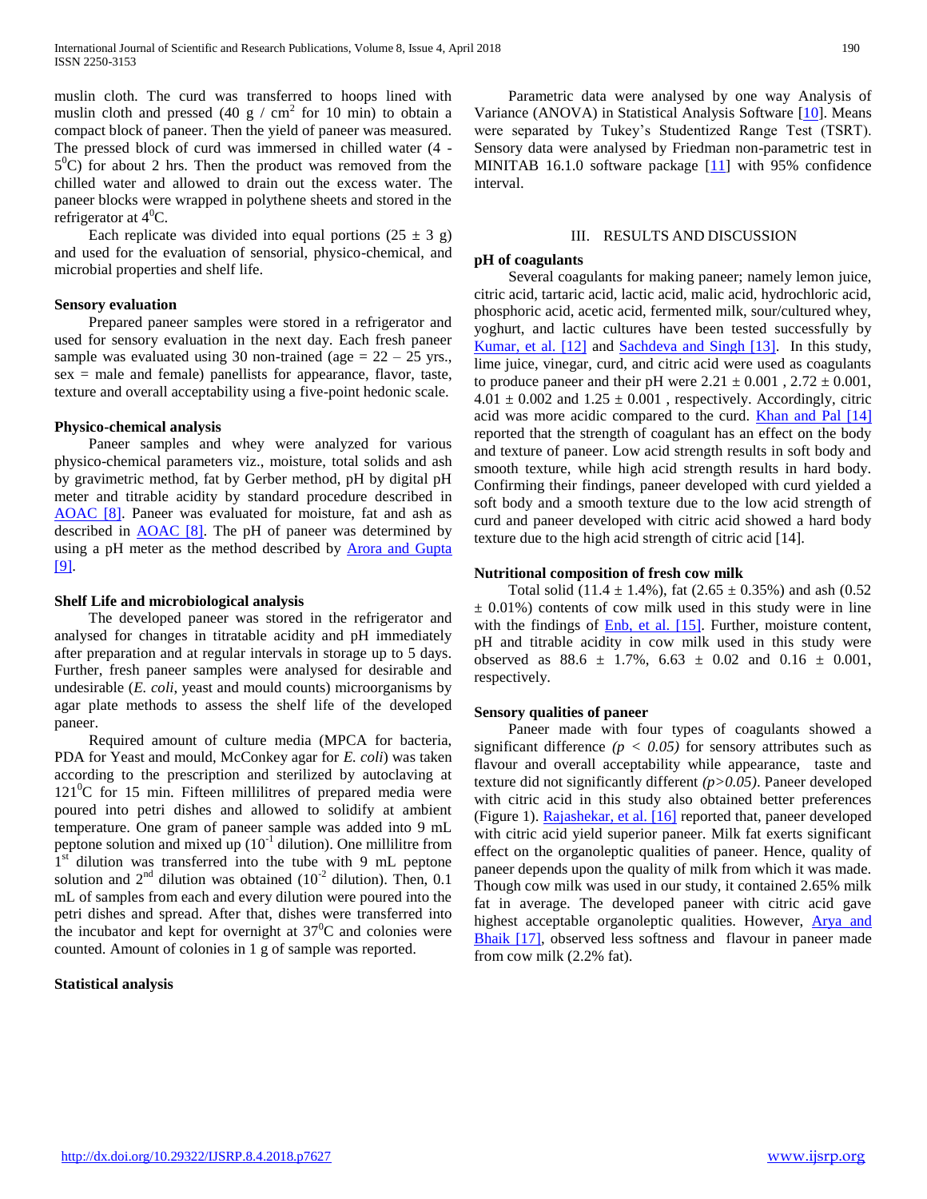muslin cloth. The curd was transferred to hoops lined with muslin cloth and pressed (40 g / $cm^2$ for 10 min) to obtain a compact block of paneer. Then the yield of paneer was measured. The pressed block of curd was immersed in chilled water (4 - $5^0$C) for about 2 hrs. Then the product was removed from the chilled water and allowed to drain out the excess water. The paneer blocks were wrapped in polythene sheets and stored in the refrigerator at $4^0$C.

Each replicate was divided into equal portions (25 ± 3 g) and used for the evaluation of sensorial, physico-chemical, and microbial properties and shelf life.

**Sensory evaluation**

Prepared paneer samples were stored in a refrigerator and used for sensory evaluation in the next day. Each fresh paneer sample was evaluated using 30 non-trained (age = 22 – 25 yrs., sex = male and female) panellists for appearance, flavor, taste, texture and overall acceptability using a five-point hedonic scale.

**Physico-chemical analysis**

Paneer samples and whey were analyzed for various physico-chemical parameters viz., moisture, total solids and ash by gravimetric method, fat by Gerber method, pH by digital pH meter and titrable acidity by standard procedure described in AOAC [8]. Paneer was evaluated for moisture, fat and ash as described in AOAC [8]. The pH of paneer was determined by using a pH meter as the method described by Arora and Gupta [9].

**Shelf Life and microbiological analysis**

The developed paneer was stored in the refrigerator and analysed for changes in titratable acidity and pH immediately after preparation and at regular intervals in storage up to 5 days. Further, fresh paneer samples were analysed for desirable and undesirable (*E. coli*, yeast and mould counts) microorganisms by agar plate methods to assess the shelf life of the developed paneer.

Required amount of culture media (MPCA for bacteria, PDA for Yeast and mould, McConkey agar for *E. coli*) was taken according to the prescription and sterilized by autoclaving at $121^0$C for 15 min. Fifteen millilitres of prepared media were poured into petri dishes and allowed to solidify at ambient temperature. One gram of paneer sample was added into 9 mL peptone solution and mixed up ($10^{-1}$ dilution). One millilitre from 1st dilution was transferred into the tube with 9 mL peptone solution and 2nd dilution was obtained ($10^{-2}$ dilution). Then, 0.1 mL of samples from each and every dilution were poured into the petri dishes and spread. After that, dishes were transferred into the incubator and kept for overnight at $37^0$C and colonies were counted. Amount of colonies in 1 g of sample was reported.

**Statistical analysis**

Parametric data were analysed by one way Analysis of Variance (ANOVA) in Statistical Analysis Software [10]. Means were separated by Tukey's Studentized Range Test (TSRT). Sensory data were analysed by Friedman non-parametric test in MINITAB 16.1.0 software package [11] with 95% confidence interval.

## III. RESULTS AND DISCUSSION

**pH of coagulants**

Several coagulants for making paneer; namely lemon juice, citric acid, tartaric acid, lactic acid, malic acid, hydrochloric acid, phosphoric acid, acetic acid, fermented milk, sour/cultured whey, yoghurt, and lactic cultures have been tested successfully by Kumar, et al. [12] and Sachdeva and Singh [13]. In this study, lime juice, vinegar, curd, and citric acid were used as coagulants to produce paneer and their pH were 2.21 ± 0.001 , 2.72 ± 0.001, 4.01 ± 0.002 and 1.25 ± 0.001 , respectively. Accordingly, citric acid was more acidic compared to the curd. Khan and Pal [14] reported that the strength of coagulant has an effect on the body and texture of paneer. Low acid strength results in soft body and smooth texture, while high acid strength results in hard body. Confirming their findings, paneer developed with curd yielded a soft body and a smooth texture due to the low acid strength of curd and paneer developed with citric acid showed a hard body texture due to the high acid strength of citric acid [14].

**Nutritional composition of fresh cow milk**

Total solid (11.4 ± 1.4%), fat (2.65 ± 0.35%) and ash (0.52 ± 0.01%) contents of cow milk used in this study were in line with the findings of Enb, et al. [15]. Further, moisture content, pH and titrable acidity in cow milk used in this study were observed as 88.6 ± 1.7%, 6.63 ± 0.02 and 0.16 ± 0.001, respectively.

**Sensory qualities of paneer**

Paneer made with four types of coagulants showed a significant difference *($p < 0.05$)* for sensory attributes such as flavour and overall acceptability while appearance, taste and texture did not significantly different *($p>0.05$)*. Paneer developed with citric acid in this study also obtained better preferences (Figure 1). Rajashekar, et al. [16] reported that, paneer developed with citric acid yield superior paneer. Milk fat exerts significant effect on the organoleptic qualities of paneer. Hence, quality of paneer depends upon the quality of milk from which it was made. Though cow milk was used in our study, it contained 2.65% milk fat in average. The developed paneer with citric acid gave highest acceptable organoleptic qualities. However, Arya and Bhaik [17], observed less softness and flavour in paneer made from cow milk (2.2% fat).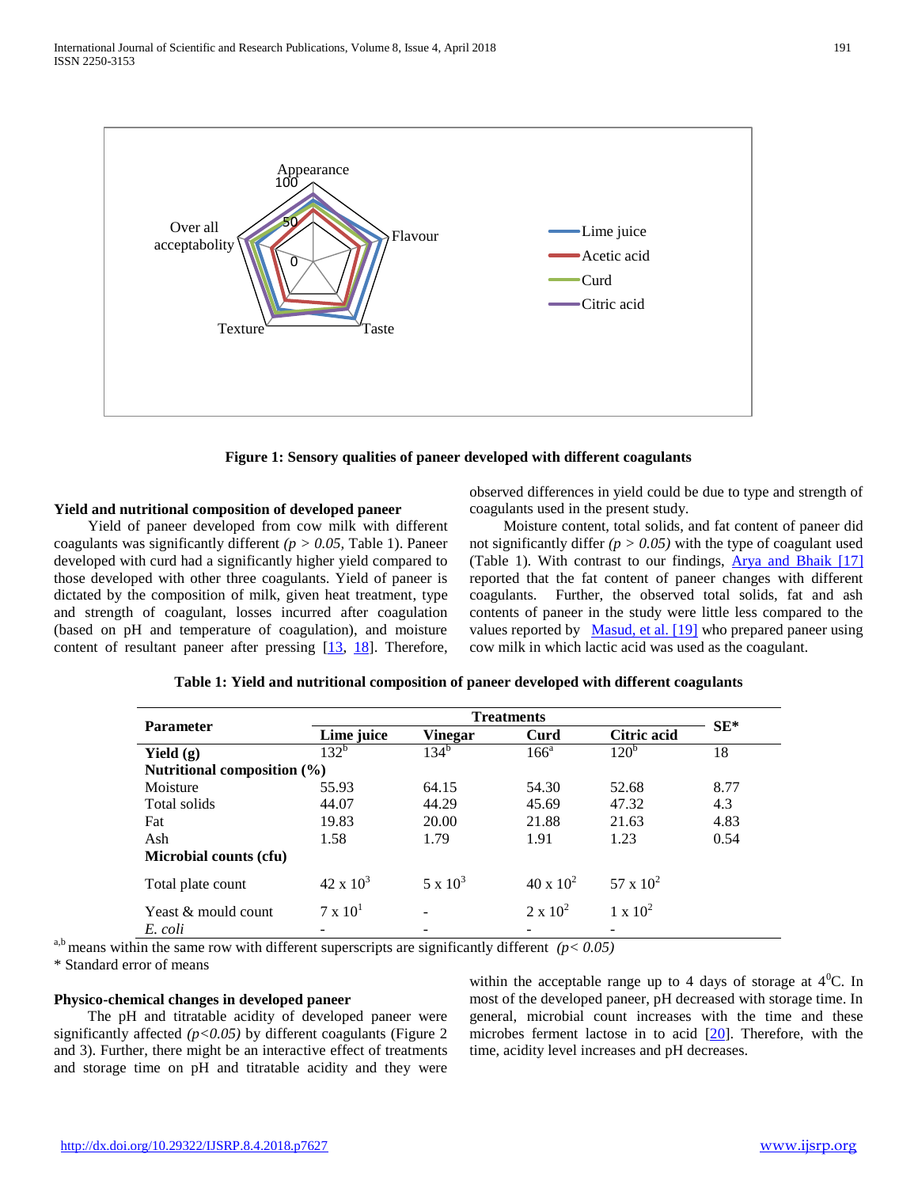**Figure 1: Sensory qualities of paneer developed with different coagulants**

**Yield and nutritional composition of developed paneer**

Yield of paneer developed from cow milk with different coagulants was significantly different *(p > 0.05,* Table 1). Paneer developed with curd had a significantly higher yield compared to those developed with other three coagulants. Yield of paneer is dictated by the composition of milk, given heat treatment, type and strength of coagulant, losses incurred after coagulation (based on pH and temperature of coagulation), and moisture content of resultant paneer after pressing [13, 18]. Therefore, observed differences in yield could be due to type and strength of coagulants used in the present study.

Moisture content, total solids, and fat content of paneer did not significantly differ *(p > 0.05)* with the type of coagulant used (Table 1). With contrast to our findings, Arya and Bhaik [17] reported that the fat content of paneer changes with different coagulants. Further, the observed total solids, fat and ash contents of paneer in the study were little less compared to the values reported by Masud, et al. [19] who prepared paneer using cow milk in which lactic acid was used as the coagulant.

**Table 1: Yield and nutritional composition of paneer developed with different coagulants**

| Parameter | Treatments | | | | SE* |
|---|---|---|---|---|---|
| | Lime juice | Vinegar | Curd | Citric acid | |
| **Yield (g)** | 132[b] | 134[b] | 166[a] | 120[b] | 18 |
| **Nutritional composition (%)** | | | | | |
| Moisture | 55.93 | 64.15 | 54.30 | 52.68 | 8.77 |
| Total solids | 44.07 | 44.29 | 45.69 | 47.32 | 4.3 |
| Fat | 19.83 | 20.00 | 21.88 | 21.63 | 4.83 |
| Ash | 1.58 | 1.79 | 1.91 | 1.23 | 0.54 |
| **Microbial counts (cfu)** | | | | | |
| Total plate count | $42 \times 10^3$ | $5 \times 10^3$ | $40 \times 10^2$ | $57 \times 10^2$ | |
| Yeast & mould count | $7 \times 10^1$ | - | $2 \times 10^2$ | $1 \times 10^2$ | |
| *E. coli* | - | - | - | - | |

[a,b] means within the same row with different superscripts are significantly different *(p< 0.05)*

\* Standard error of means

**Physico-chemical changes in developed paneer**

The pH and titratable acidity of developed paneer were significantly affected *(p<0.05)* by different coagulants (Figure 2 and 3). Further, there might be an interactive effect of treatments and storage time on pH and titratable acidity and they were within the acceptable range up to 4 days of storage at $4^0$C. In most of the developed paneer, pH decreased with storage time. In general, microbial count increases with the time and these microbes ferment lactose in to acid [20]. Therefore, with the time, acidity level increases and pH decreases.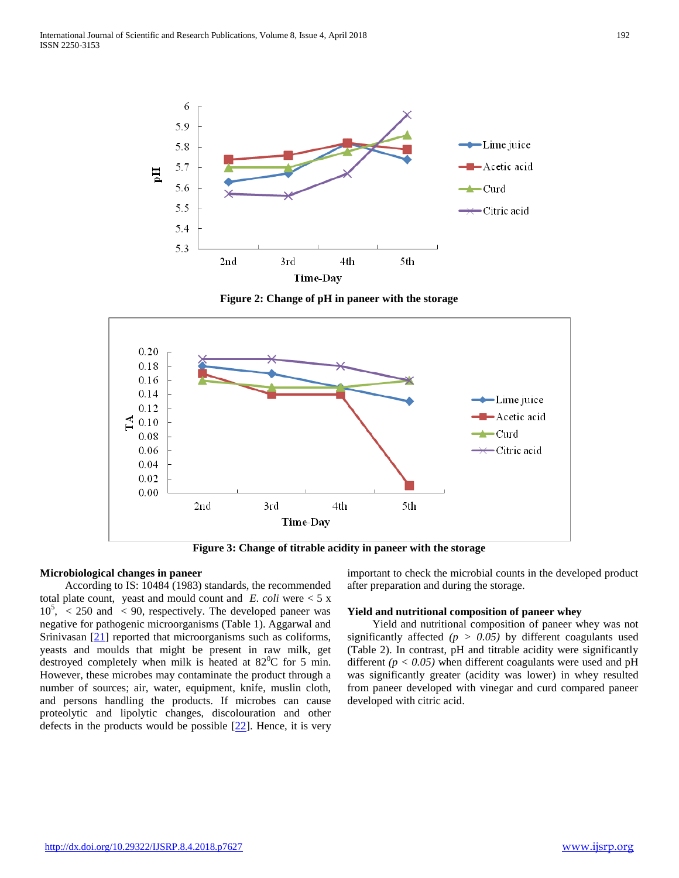Figure 2: Change of pH in paneer with the storage

Figure 3: Change of titrable acidity in paneer with the storage

### Microbiological changes in paneer

According to IS: 10484 (1983) standards, the recommended total plate count, yeast and mould count and *E. coli* were < 5 x $10^5$, < 250 and < 90, respectively. The developed paneer was negative for pathogenic microorganisms (Table 1). Aggarwal and Srinivasan [21] reported that microorganisms such as coliforms, yeasts and moulds that might be present in raw milk, get destroyed completely when milk is heated at $82^0$C for 5 min. However, these microbes may contaminate the product through a number of sources; air, water, equipment, knife, muslin cloth, and persons handling the products. If microbes can cause proteolytic and lipolytic changes, discolouration and other defects in the products would be possible [22]. Hence, it is very important to check the microbial counts in the developed product after preparation and during the storage.

### Yield and nutritional composition of paneer whey

Yield and nutritional composition of paneer whey was not significantly affected *($p > 0.05$)* by different coagulants used (Table 2). In contrast, pH and titrable acidity were significantly different *($p < 0.05$)* when different coagulants were used and pH was significantly greater (acidity was lower) in whey resulted from paneer developed with vinegar and curd compared paneer developed with citric acid.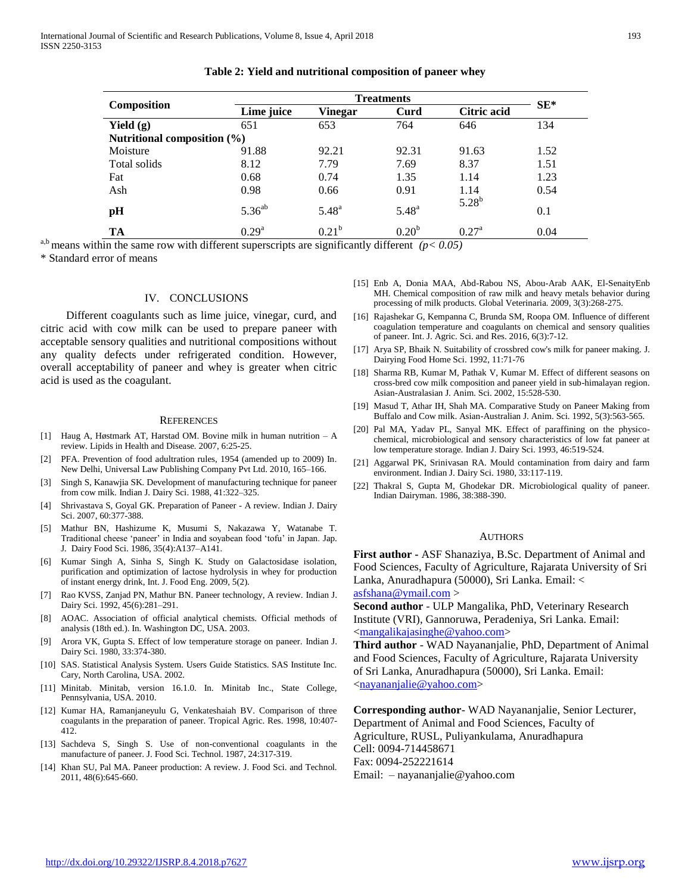**Table 2: Yield and nutritional composition of paneer whey**

| Composition | Treatments | | | | SE* |
|---|---|---|---|---|---|
| | Lime juice | Vinegar | Curd | Citric acid | |
| **Yield (g)** | 651 | 653 | 764 | 646 | 134 |
| **Nutritional composition (%)** | | | | | |
| Moisture | 91.88 | 92.21 | 92.31 | 91.63 | 1.52 |
| Total solids | 8.12 | 7.79 | 7.69 | 8.37 | 1.51 |
| Fat | 0.68 | 0.74 | 1.35 | 1.14 | 1.23 |
| Ash | 0.98 | 0.66 | 0.91 | 1.14 | 0.54 |
| **pH** | $5.36^{ab}$ | $5.48^{a}$ | $5.48^{a}$ | $5.28^{b}$ | 0.1 |
| **TA** | $0.29^{a}$ | $0.21^{b}$ | $0.20^{b}$ | $0.27^{a}$ | 0.04 |

$^{a,b}$ means within the same row with different superscripts are significantly different *($p < 0.05$)*

\* Standard error of means

## IV. CONCLUSIONS

Different coagulants such as lime juice, vinegar, curd, and citric acid with cow milk can be used to prepare paneer with acceptable sensory qualities and nutritional compositions without any quality defects under refrigerated condition. However, overall acceptability of paneer and whey is greater when citric acid is used as the coagulant.

## REFERENCES

[1] Haug A, Høstmark AT, Harstad OM. Bovine milk in human nutrition – A review. Lipids in Health and Disease. 2007, 6:25-25.

[2] PFA. Prevention of food adultration rules, 1954 (amended up to 2009) In. New Delhi, Universal Law Publishing Company Pvt Ltd. 2010, 165–166.

[3] Singh S, Kanawjia SK. Development of manufacturing technique for paneer from cow milk. Indian J. Dairy Sci. 1988, 41:322–325.

[4] Shrivastava S, Goyal GK. Preparation of Paneer - A review. Indian J. Dairy Sci. 2007, 60:377-388.

[5] Mathur BN, Hashizume K, Musumi S, Nakazawa Y, Watanabe T. Traditional cheese 'paneer' in India and soyabean food 'tofu' in Japan. Jap. J. Dairy Food Sci. 1986, 35(4):A137–A141.

[6] Kumar Singh A, Sinha S, Singh K. Study on Galactosidase isolation, purification and optimization of lactose hydrolysis in whey for production of instant energy drink, Int. J. Food Eng. 2009, 5(2).

[7] Rao KVSS, Zanjad PN, Mathur BN. Paneer technology, A review. Indian J. Dairy Sci. 1992, 45(6):281–291.

[8] AOAC. Association of official analytical chemists. Official methods of analysis (18th ed.). In. Washington DC, USA. 2003.

[9] Arora VK, Gupta S. Effect of low temperature storage on paneer. Indian J. Dairy Sci. 1980, 33:374-380.

[10] SAS. Statistical Analysis System. Users Guide Statistics. SAS Institute Inc. Cary, North Carolina, USA. 2002.

[11] Minitab. Minitab, version 16.1.0. In. Minitab Inc., State College, Pennsylvania, USA. 2010.

[12] Kumar HA, Ramanjaneyulu G, Venkateshaiah BV. Comparison of three coagulants in the preparation of paneer. Tropical Agric. Res. 1998, 10:407-412.

[13] Sachdeva S, Singh S. Use of non-conventional coagulants in the manufacture of paneer. J. Food Sci. Technol. 1987, 24:317-319.

[14] Khan SU, Pal MA. Paneer production: A review. J. Food Sci. and Technol. 2011, 48(6):645-660.

[15] Enb A, Donia MAA, Abd-Rabou NS, Abou-Arab AAK, El-SenaityEnb MH. Chemical composition of raw milk and heavy metals behavior during processing of milk products. Global Veterinaria. 2009, 3(3):268-275.

[16] Rajashekar G, Kempanna C, Brunda SM, Roopa OM. Influence of different coagulation temperature and coagulants on chemical and sensory qualities of paneer. Int. J. Agric. Sci. and Res. 2016, 6(3):7-12.

[17] Arya SP, Bhaik N. Suitability of crossbred cow's milk for paneer making. J. Dairying Food Home Sci. 1992, 11:71-76

[18] Sharma RB, Kumar M, Pathak V, Kumar M. Effect of different seasons on cross-bred cow milk composition and paneer yield in sub-himalayan region. Asian-Australasian J. Anim. Sci. 2002, 15:528-530.

[19] Masud T, Athar IH, Shah MA. Comparative Study on Paneer Making from Buffalo and Cow milk. Asian-Australian J. Anim. Sci. 1992, 5(3):563-565.

[20] Pal MA, Yadav PL, Sanyal MK. Effect of paraffining on the physico-chemical, microbiological and sensory characteristics of low fat paneer at low temperature storage. Indian J. Dairy Sci. 1993, 46:519-524.

[21] Aggarwal PK, Srinivasan RA. Mould contamination from dairy and farm environment. Indian J. Dairy Sci. 1980, 33:117-119.

[22] Thakral S, Gupta M, Ghodekar DR. Microbiological quality of paneer. Indian Dairyman. 1986, 38:388-390.

## AUTHORS

**First author -** ASF Shanaziya, B.Sc. Department of Animal and Food Sciences, Faculty of Agriculture, Rajarata University of Sri Lanka, Anuradhapura (50000), Sri Lanka. Email: < asfshana@ymail.com >

**Second author** - ULP Mangalika, PhD, Veterinary Research Institute (VRI), Gannoruwa, Peradeniya, Sri Lanka. Email: <mangalikajasinghe@yahoo.com>

**Third author** - WAD Nayananjalie, PhD, Department of Animal and Food Sciences, Faculty of Agriculture, Rajarata University of Sri Lanka, Anuradhapura (50000), Sri Lanka. Email: <nayananjalie@yahoo.com>

**Corresponding author**- WAD Nayananjalie, Senior Lecturer, Department of Animal and Food Sciences, Faculty of Agriculture, RUSL, Puliyankulama, Anuradhapura
Cell: 0094-714458671
Fax: 0094-252221614
Email: – nayananjalie@yahoo.com